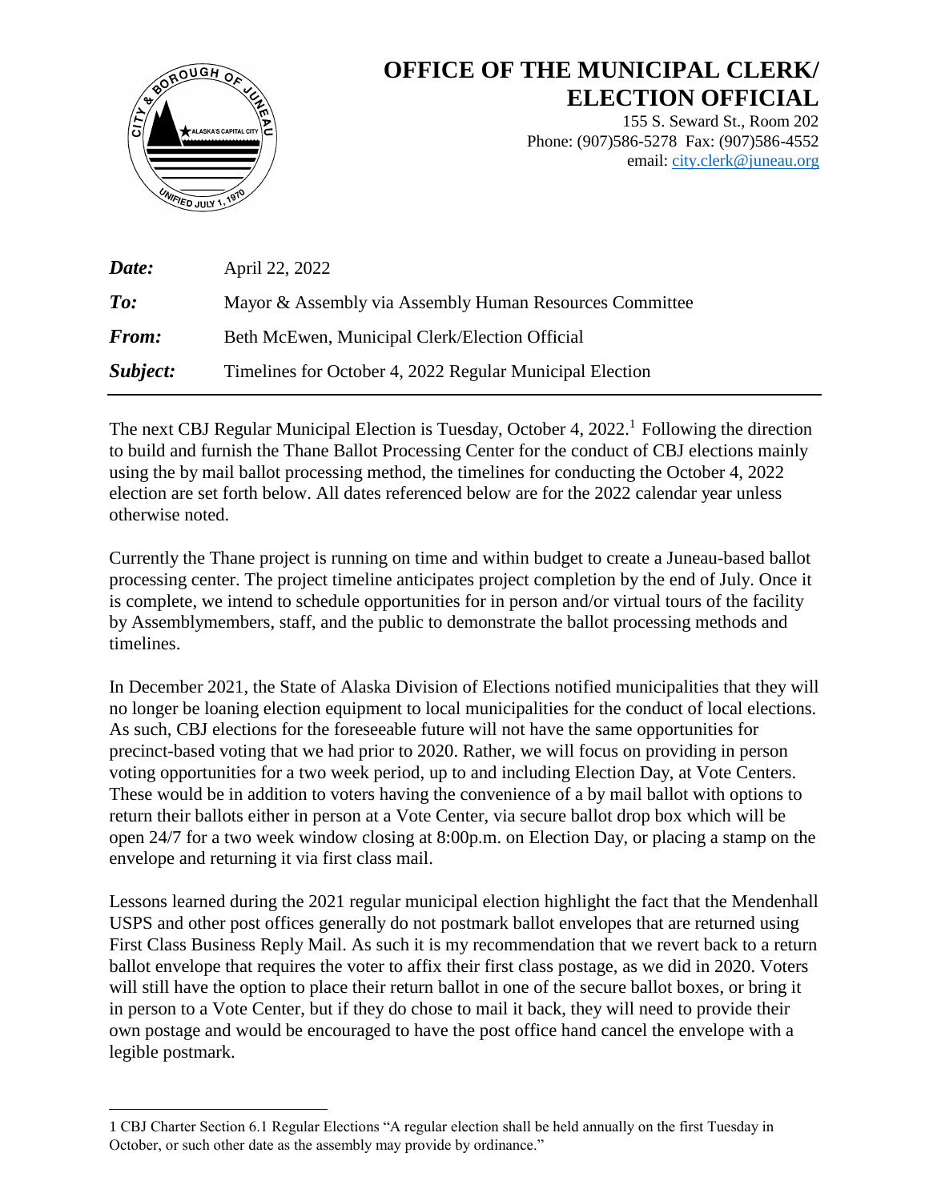# OFFICE OF THE MUNICIPAL CLERK/ ELECTION OFFICIAL

155 S. Seward St., Room 202
Phone: (907)586-5278 Fax: (907)586-4552
email: city.clerk@juneau.org

***Date:*** April 22, 2022

***To:*** Mayor & Assembly via Assembly Human Resources Committee

***From:*** Beth McEwen, Municipal Clerk/Election Official

***Subject:*** Timelines for October 4, 2022 Regular Municipal Election

---

The next CBJ Regular Municipal Election is Tuesday, October 4, 2022.[1] Following the direction to build and furnish the Thane Ballot Processing Center for the conduct of CBJ elections mainly using the by mail ballot processing method, the timelines for conducting the October 4, 2022 election are set forth below. All dates referenced below are for the 2022 calendar year unless otherwise noted.

Currently the Thane project is running on time and within budget to create a Juneau-based ballot processing center. The project timeline anticipates project completion by the end of July. Once it is complete, we intend to schedule opportunities for in person and/or virtual tours of the facility by Assemblymembers, staff, and the public to demonstrate the ballot processing methods and timelines.

In December 2021, the State of Alaska Division of Elections notified municipalities that they will no longer be loaning election equipment to local municipalities for the conduct of local elections. As such, CBJ elections for the foreseeable future will not have the same opportunities for precinct-based voting that we had prior to 2020. Rather, we will focus on providing in person voting opportunities for a two week period, up to and including Election Day, at Vote Centers. These would be in addition to voters having the convenience of a by mail ballot with options to return their ballots either in person at a Vote Center, via secure ballot drop box which will be open 24/7 for a two week window closing at 8:00p.m. on Election Day, or placing a stamp on the envelope and returning it via first class mail.

Lessons learned during the 2021 regular municipal election highlight the fact that the Mendenhall USPS and other post offices generally do not postmark ballot envelopes that are returned using First Class Business Reply Mail. As such it is my recommendation that we revert back to a return ballot envelope that requires the voter to affix their first class postage, as we did in 2020. Voters will still have the option to place their return ballot in one of the secure ballot boxes, or bring it in person to a Vote Center, but if they do chose to mail it back, they will need to provide their own postage and would be encouraged to have the post office hand cancel the envelope with a legible postmark.

---

[1] CBJ Charter Section 6.1 Regular Elections "A regular election shall be held annually on the first Tuesday in October, or such other date as the assembly may provide by ordinance."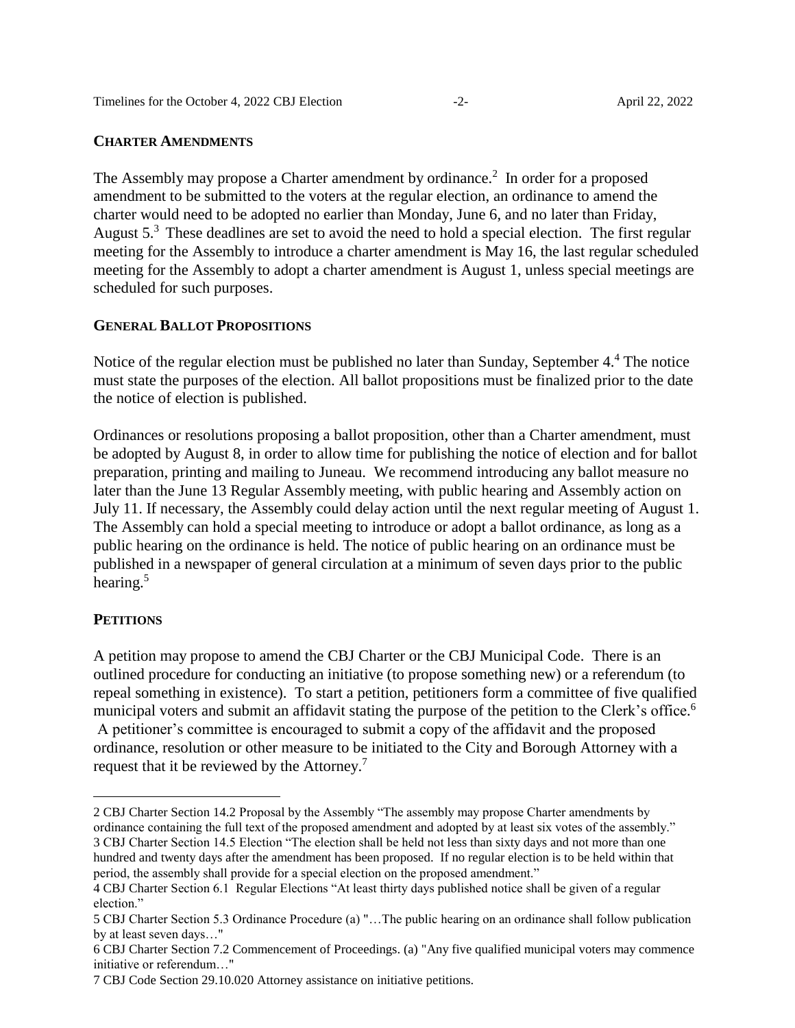## CHARTER AMENDMENTS

The Assembly may propose a Charter amendment by ordinance.[2] In order for a proposed amendment to be submitted to the voters at the regular election, an ordinance to amend the charter would need to be adopted no earlier than Monday, June 6, and no later than Friday, August 5.[3] These deadlines are set to avoid the need to hold a special election. The first regular meeting for the Assembly to introduce a charter amendment is May 16, the last regular scheduled meeting for the Assembly to adopt a charter amendment is August 1, unless special meetings are scheduled for such purposes.

## GENERAL BALLOT PROPOSITIONS

Notice of the regular election must be published no later than Sunday, September 4.[4] The notice must state the purposes of the election. All ballot propositions must be finalized prior to the date the notice of election is published.

Ordinances or resolutions proposing a ballot proposition, other than a Charter amendment, must be adopted by August 8, in order to allow time for publishing the notice of election and for ballot preparation, printing and mailing to Juneau. We recommend introducing any ballot measure no later than the June 13 Regular Assembly meeting, with public hearing and Assembly action on July 11. If necessary, the Assembly could delay action until the next regular meeting of August 1. The Assembly can hold a special meeting to introduce or adopt a ballot ordinance, as long as a public hearing on the ordinance is held. The notice of public hearing on an ordinance must be published in a newspaper of general circulation at a minimum of seven days prior to the public hearing.[5]

## PETITIONS

A petition may propose to amend the CBJ Charter or the CBJ Municipal Code. There is an outlined procedure for conducting an initiative (to propose something new) or a referendum (to repeal something in existence). To start a petition, petitioners form a committee of five qualified municipal voters and submit an affidavit stating the purpose of the petition to the Clerk's office.[6] A petitioner's committee is encouraged to submit a copy of the affidavit and the proposed ordinance, resolution or other measure to be initiated to the City and Borough Attorney with a request that it be reviewed by the Attorney.[7]

---

2 CBJ Charter Section 14.2 Proposal by the Assembly "The assembly may propose Charter amendments by ordinance containing the full text of the proposed amendment and adopted by at least six votes of the assembly."

3 CBJ Charter Section 14.5 Election "The election shall be held not less than sixty days and not more than one hundred and twenty days after the amendment has been proposed. If no regular election is to be held within that period, the assembly shall provide for a special election on the proposed amendment."

4 CBJ Charter Section 6.1 Regular Elections "At least thirty days published notice shall be given of a regular election."

5 CBJ Charter Section 5.3 Ordinance Procedure (a) "…The public hearing on an ordinance shall follow publication by at least seven days…"

6 CBJ Charter Section 7.2 Commencement of Proceedings. (a) "Any five qualified municipal voters may commence initiative or referendum…"

7 CBJ Code Section 29.10.020 Attorney assistance on initiative petitions.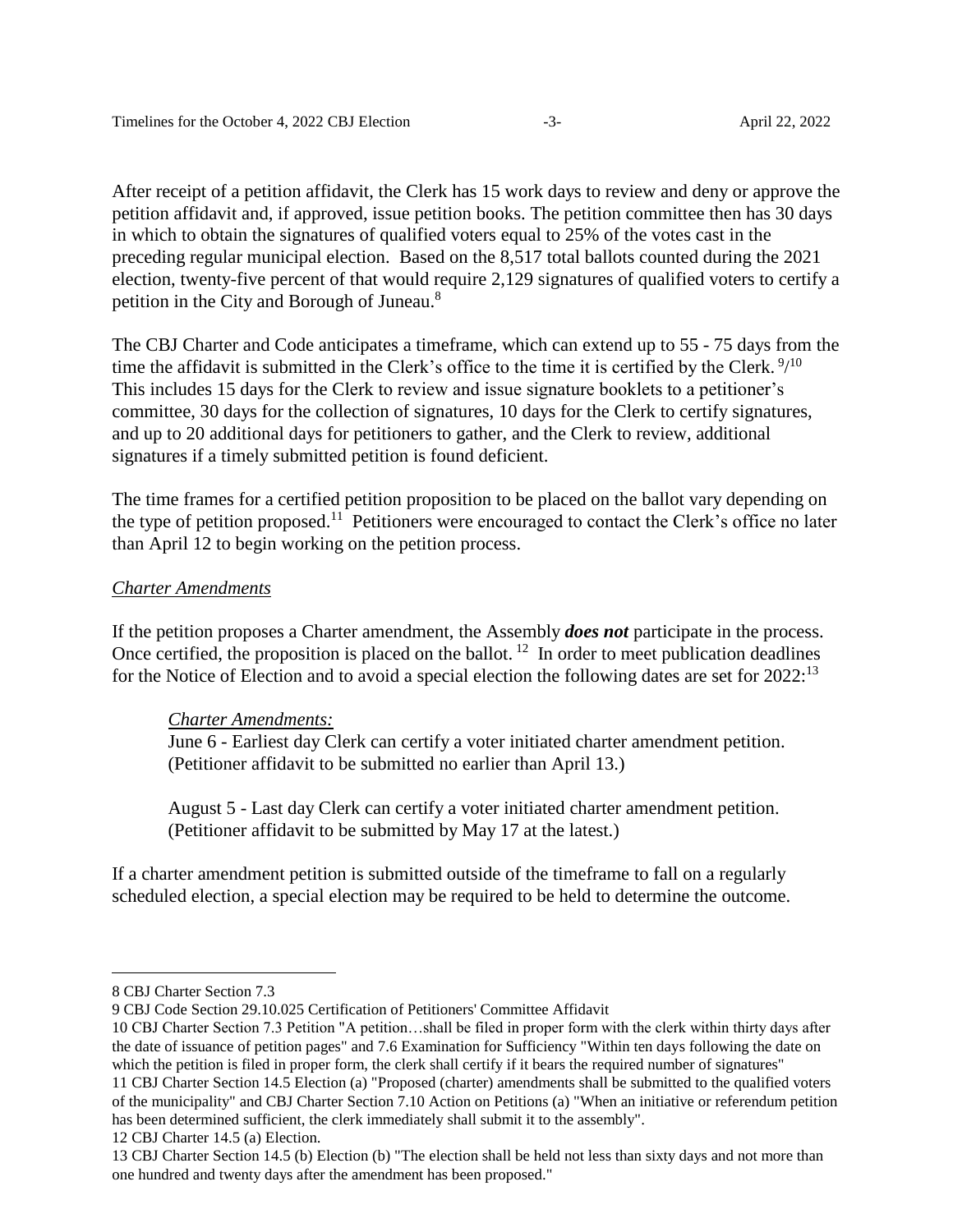After receipt of a petition affidavit, the Clerk has 15 work days to review and deny or approve the petition affidavit and, if approved, issue petition books. The petition committee then has 30 days in which to obtain the signatures of qualified voters equal to 25% of the votes cast in the preceding regular municipal election. Based on the 8,517 total ballots counted during the 2021 election, twenty-five percent of that would require 2,129 signatures of qualified voters to certify a petition in the City and Borough of Juneau.[8]

The CBJ Charter and Code anticipates a timeframe, which can extend up to 55 - 75 days from the time the affidavit is submitted in the Clerk's office to the time it is certified by the Clerk. [9]/[10] This includes 15 days for the Clerk to review and issue signature booklets to a petitioner's committee, 30 days for the collection of signatures, 10 days for the Clerk to certify signatures, and up to 20 additional days for petitioners to gather, and the Clerk to review, additional signatures if a timely submitted petition is found deficient.

The time frames for a certified petition proposition to be placed on the ballot vary depending on the type of petition proposed.[11] Petitioners were encouraged to contact the Clerk's office no later than April 12 to begin working on the petition process.

*Charter Amendments*

If the petition proposes a Charter amendment, the Assembly ***does not*** participate in the process. Once certified, the proposition is placed on the ballot. [12] In order to meet publication deadlines for the Notice of Election and to avoid a special election the following dates are set for 2022:[13]

> *Charter Amendments:*
> June 6 - Earliest day Clerk can certify a voter initiated charter amendment petition. (Petitioner affidavit to be submitted no earlier than April 13.)
>
> August 5 - Last day Clerk can certify a voter initiated charter amendment petition. (Petitioner affidavit to be submitted by May 17 at the latest.)

If a charter amendment petition is submitted outside of the timeframe to fall on a regularly scheduled election, a special election may be required to be held to determine the outcome.

---

8 CBJ Charter Section 7.3

9 CBJ Code Section 29.10.025 Certification of Petitioners' Committee Affidavit

10 CBJ Charter Section 7.3 Petition "A petition…shall be filed in proper form with the clerk within thirty days after the date of issuance of petition pages" and 7.6 Examination for Sufficiency "Within ten days following the date on which the petition is filed in proper form, the clerk shall certify if it bears the required number of signatures"

11 CBJ Charter Section 14.5 Election (a) "Proposed (charter) amendments shall be submitted to the qualified voters of the municipality" and CBJ Charter Section 7.10 Action on Petitions (a) "When an initiative or referendum petition has been determined sufficient, the clerk immediately shall submit it to the assembly".

12 CBJ Charter 14.5 (a) Election.

13 CBJ Charter Section 14.5 (b) Election (b) "The election shall be held not less than sixty days and not more than one hundred and twenty days after the amendment has been proposed."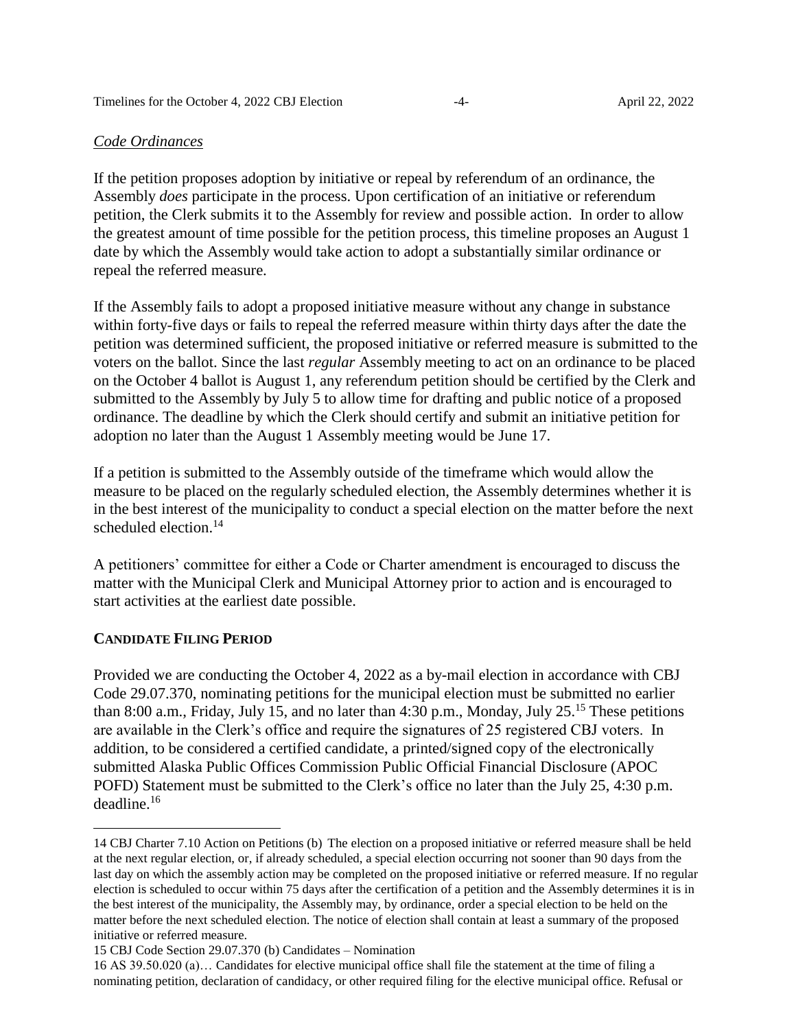*Code Ordinances*

If the petition proposes adoption by initiative or repeal by referendum of an ordinance, the Assembly *does* participate in the process. Upon certification of an initiative or referendum petition, the Clerk submits it to the Assembly for review and possible action. In order to allow the greatest amount of time possible for the petition process, this timeline proposes an August 1 date by which the Assembly would take action to adopt a substantially similar ordinance or repeal the referred measure.

If the Assembly fails to adopt a proposed initiative measure without any change in substance within forty-five days or fails to repeal the referred measure within thirty days after the date the petition was determined sufficient, the proposed initiative or referred measure is submitted to the voters on the ballot. Since the last *regular* Assembly meeting to act on an ordinance to be placed on the October 4 ballot is August 1, any referendum petition should be certified by the Clerk and submitted to the Assembly by July 5 to allow time for drafting and public notice of a proposed ordinance. The deadline by which the Clerk should certify and submit an initiative petition for adoption no later than the August 1 Assembly meeting would be June 17.

If a petition is submitted to the Assembly outside of the timeframe which would allow the measure to be placed on the regularly scheduled election, the Assembly determines whether it is in the best interest of the municipality to conduct a special election on the matter before the next scheduled election.[14]

A petitioners' committee for either a Code or Charter amendment is encouraged to discuss the matter with the Municipal Clerk and Municipal Attorney prior to action and is encouraged to start activities at the earliest date possible.

## CANDIDATE FILING PERIOD

Provided we are conducting the October 4, 2022 as a by-mail election in accordance with CBJ Code 29.07.370, nominating petitions for the municipal election must be submitted no earlier than 8:00 a.m., Friday, July 15, and no later than 4:30 p.m., Monday, July 25.[15] These petitions are available in the Clerk's office and require the signatures of 25 registered CBJ voters. In addition, to be considered a certified candidate, a printed/signed copy of the electronically submitted Alaska Public Offices Commission Public Official Financial Disclosure (APOC POFD) Statement must be submitted to the Clerk's office no later than the July 25, 4:30 p.m. deadline.[16]

---

14 CBJ Charter 7.10 Action on Petitions (b) The election on a proposed initiative or referred measure shall be held at the next regular election, or, if already scheduled, a special election occurring not sooner than 90 days from the last day on which the assembly action may be completed on the proposed initiative or referred measure. If no regular election is scheduled to occur within 75 days after the certification of a petition and the Assembly determines it is in the best interest of the municipality, the Assembly may, by ordinance, order a special election to be held on the matter before the next scheduled election. The notice of election shall contain at least a summary of the proposed initiative or referred measure.

15 CBJ Code Section 29.07.370 (b) Candidates – Nomination

16 AS 39.50.020 (a)… Candidates for elective municipal office shall file the statement at the time of filing a nominating petition, declaration of candidacy, or other required filing for the elective municipal office. Refusal or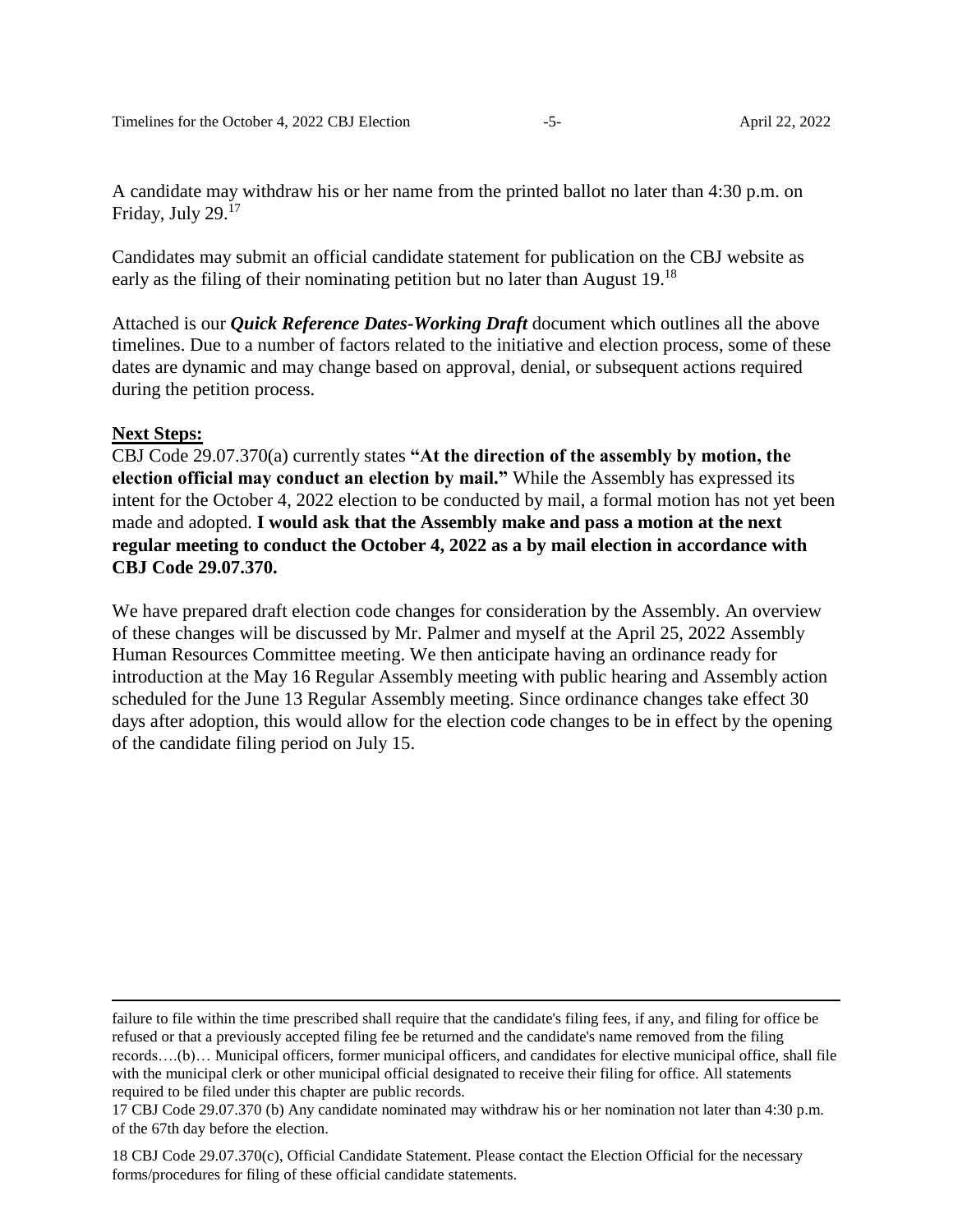A candidate may withdraw his or her name from the printed ballot no later than 4:30 p.m. on Friday, July 29.[17]

Candidates may submit an official candidate statement for publication on the CBJ website as early as the filing of their nominating petition but no later than August 19.[18]

Attached is our ***Quick Reference Dates-Working Draft*** document which outlines all the above timelines. Due to a number of factors related to the initiative and election process, some of these dates are dynamic and may change based on approval, denial, or subsequent actions required during the petition process.

**Next Steps:**

CBJ Code 29.07.370(a) currently states **"At the direction of the assembly by motion, the election official may conduct an election by mail."** While the Assembly has expressed its intent for the October 4, 2022 election to be conducted by mail, a formal motion has not yet been made and adopted. **I would ask that the Assembly make and pass a motion at the next regular meeting to conduct the October 4, 2022 as a by mail election in accordance with CBJ Code 29.07.370.**

We have prepared draft election code changes for consideration by the Assembly. An overview of these changes will be discussed by Mr. Palmer and myself at the April 25, 2022 Assembly Human Resources Committee meeting. We then anticipate having an ordinance ready for introduction at the May 16 Regular Assembly meeting with public hearing and Assembly action scheduled for the June 13 Regular Assembly meeting. Since ordinance changes take effect 30 days after adoption, this would allow for the election code changes to be in effect by the opening of the candidate filing period on July 15.

---

failure to file within the time prescribed shall require that the candidate's filing fees, if any, and filing for office be refused or that a previously accepted filing fee be returned and the candidate's name removed from the filing records….(b)… Municipal officers, former municipal officers, and candidates for elective municipal office, shall file with the municipal clerk or other municipal official designated to receive their filing for office. All statements required to be filed under this chapter are public records.

17 CBJ Code 29.07.370 (b) Any candidate nominated may withdraw his or her nomination not later than 4:30 p.m. of the 67th day before the election.

18 CBJ Code 29.07.370(c), Official Candidate Statement. Please contact the Election Official for the necessary forms/procedures for filing of these official candidate statements.